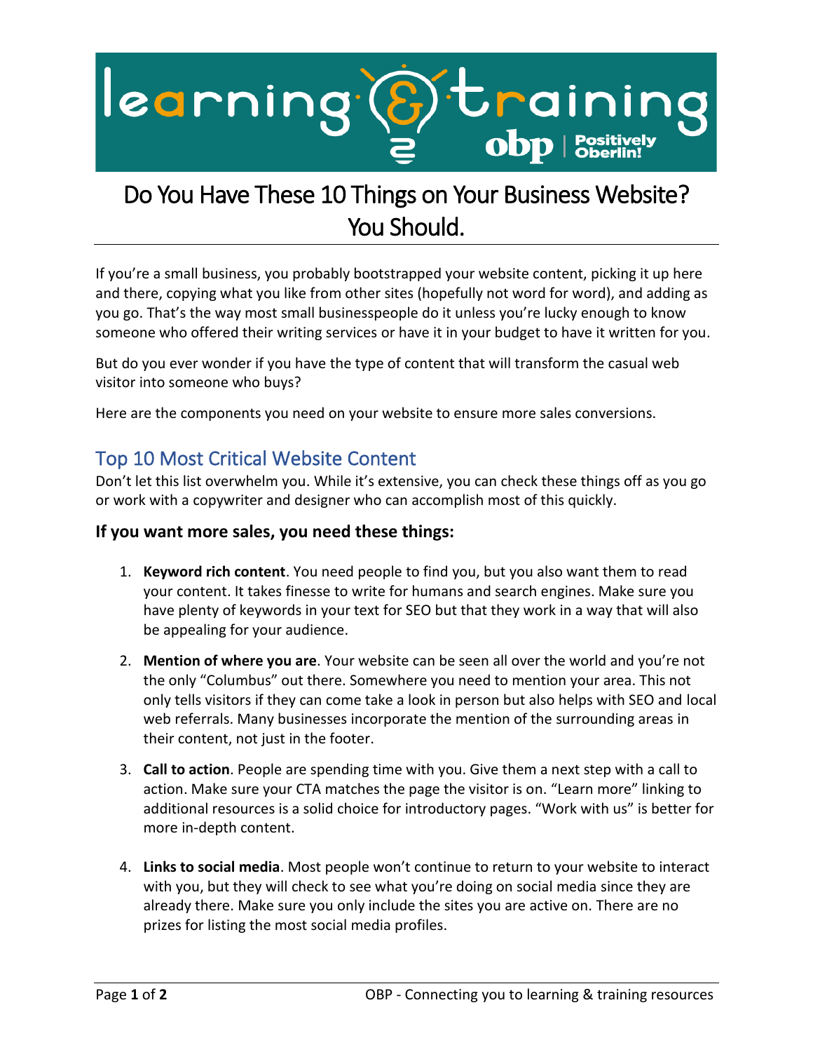# Do You Have These 10 Things on Your Business Website? You Should.

If you're a small business, you probably bootstrapped your website content, picking it up here and there, copying what you like from other sites (hopefully not word for word), and adding as you go. That's the way most small businesspeople do it unless you're lucky enough to know someone who offered their writing services or have it in your budget to have it written for you.

But do you ever wonder if you have the type of content that will transform the casual web visitor into someone who buys?

Here are the components you need on your website to ensure more sales conversions.

## Top 10 Most Critical Website Content

Don't let this list overwhelm you. While it's extensive, you can check these things off as you go or work with a copywriter and designer who can accomplish most of this quickly.

### If you want more sales, you need these things:

1. **Keyword rich content**. You need people to find you, but you also want them to read your content. It takes finesse to write for humans and search engines. Make sure you have plenty of keywords in your text for SEO but that they work in a way that will also be appealing for your audience.

2. **Mention of where you are**. Your website can be seen all over the world and you're not the only "Columbus" out there. Somewhere you need to mention your area. This not only tells visitors if they can come take a look in person but also helps with SEO and local web referrals. Many businesses incorporate the mention of the surrounding areas in their content, not just in the footer.

3. **Call to action**. People are spending time with you. Give them a next step with a call to action. Make sure your CTA matches the page the visitor is on. "Learn more" linking to additional resources is a solid choice for introductory pages. "Work with us" is better for more in-depth content.

4. **Links to social media**. Most people won't continue to return to your website to interact with you, but they will check to see what you're doing on social media since they are already there. Make sure you only include the sites you are active on. There are no prizes for listing the most social media profiles.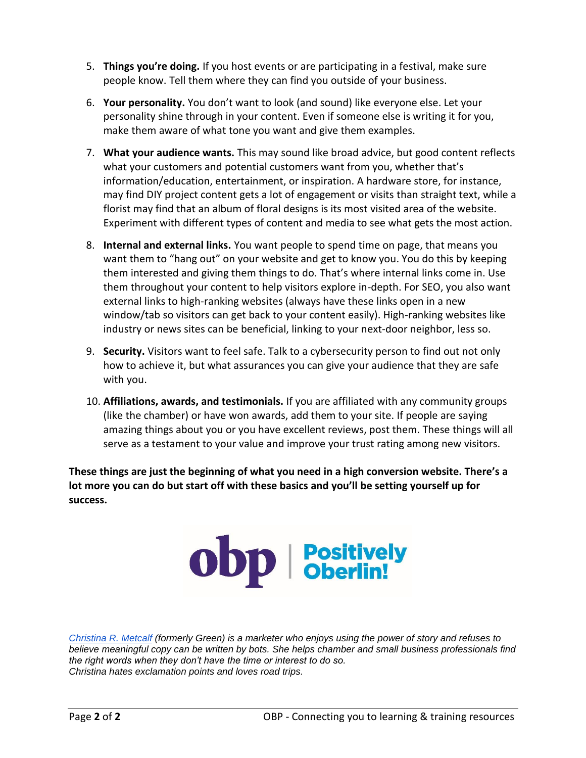5. **Things you're doing.** If you host events or are participating in a festival, make sure people know. Tell them where they can find you outside of your business.

6. **Your personality.** You don't want to look (and sound) like everyone else. Let your personality shine through in your content. Even if someone else is writing it for you, make them aware of what tone you want and give them examples.

7. **What your audience wants.** This may sound like broad advice, but good content reflects what your customers and potential customers want from you, whether that's information/education, entertainment, or inspiration. A hardware store, for instance, may find DIY project content gets a lot of engagement or visits than straight text, while a florist may find that an album of floral designs is its most visited area of the website. Experiment with different types of content and media to see what gets the most action.

8. **Internal and external links.** You want people to spend time on page, that means you want them to "hang out" on your website and get to know you. You do this by keeping them interested and giving them things to do. That's where internal links come in. Use them throughout your content to help visitors explore in-depth. For SEO, you also want external links to high-ranking websites (always have these links open in a new window/tab so visitors can get back to your content easily). High-ranking websites like industry or news sites can be beneficial, linking to your next-door neighbor, less so.

9. **Security.** Visitors want to feel safe. Talk to a cybersecurity person to find out not only how to achieve it, but what assurances you can give your audience that they are safe with you.

10. **Affiliations, awards, and testimonials.** If you are affiliated with any community groups (like the chamber) or have won awards, add them to your site. If people are saying amazing things about you or you have excellent reviews, post them. These things will all serve as a testament to your value and improve your trust rating among new visitors.

**These things are just the beginning of what you need in a high conversion website. There's a lot more you can do but start off with these basics and you'll be setting yourself up for success.**

obp | Positively Oberlin!

*Christina R. Metcalf (formerly Green) is a marketer who enjoys using the power of story and refuses to believe meaningful copy can be written by bots. She helps chamber and small business professionals find the right words when they don't have the time or interest to do so.*
*Christina hates exclamation points and loves road trips.*